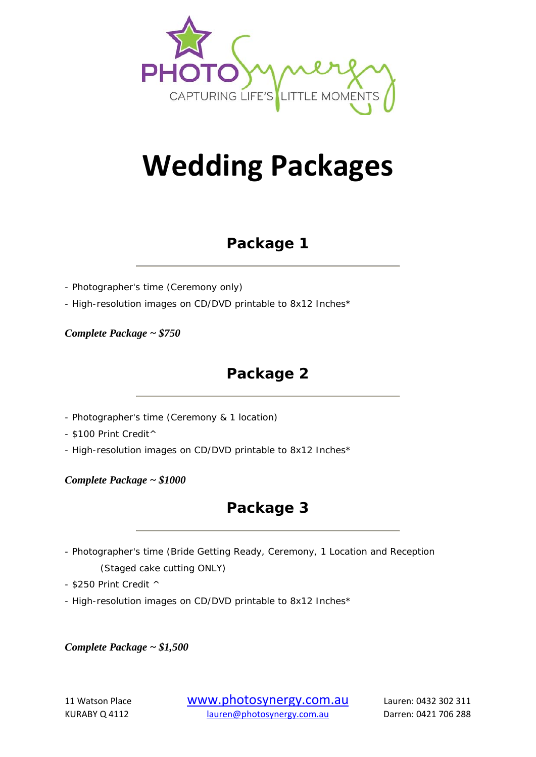PHOTO Synergy
CAPTURING LIFE'S LITTLE MOMENTS

# Wedding Packages

## Package 1

- Photographer's time (Ceremony only)
- High-resolution images on CD/DVD printable to 8x12 Inches*

***Complete Package ~ $750***

## Package 2

- Photographer's time (Ceremony & 1 location)
- $100 Print Credit^
- High-resolution images on CD/DVD printable to 8x12 Inches*

***Complete Package ~ $1000***

## Package 3

- Photographer's time (Bride Getting Ready, Ceremony, 1 Location and Reception (Staged cake cutting ONLY)
- $250 Print Credit ^
- High-resolution images on CD/DVD printable to 8x12 Inches*

***Complete Package ~ $1,500***

11 Watson Place
KURABY Q 4112

www.photosynergy.com.au
lauren@photosynergy.com.au

Lauren: 0432 302 311
Darren: 0421 706 288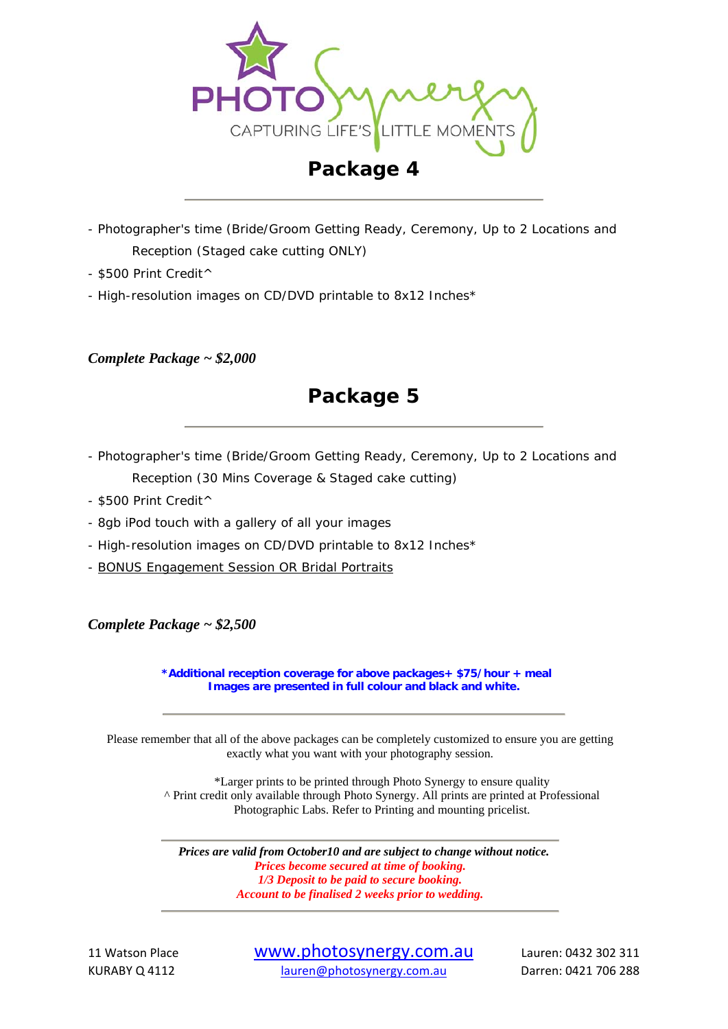PHOTO Synergy
CAPTURING LIFE'S LITTLE MOMENTS

# Package 4

- Photographer's time (Bride/Groom Getting Ready, Ceremony, Up to 2 Locations and Reception (Staged cake cutting ONLY)
- $500 Print Credit^
- High-resolution images on CD/DVD printable to 8x12 Inches*

***Complete Package ~ $2,000***

# Package 5

- Photographer's time (Bride/Groom Getting Ready, Ceremony, Up to 2 Locations and Reception (30 Mins Coverage & Staged cake cutting)
- $500 Print Credit^
- 8gb iPod touch with a gallery of all your images
- High-resolution images on CD/DVD printable to 8x12 Inches*
- <u>BONUS Engagement Session OR Bridal Portraits</u>

***Complete Package ~ $2,500***

**\*Additional reception coverage for above packages+ $75/hour + meal**
**Images are presented in full colour and black and white.**

Please remember that all of the above packages can be completely customized to ensure you are getting exactly what you want with your photography session.

*Larger prints to be printed through Photo Synergy to ensure quality
^ Print credit only available through Photo Synergy. All prints are printed at Professional Photographic Labs. Refer to Printing and mounting pricelist.

***Prices are valid from October10 and are subject to change without notice.***
***Prices become secured at time of booking.***
***1/3 Deposit to be paid to secure booking.***
***Account to be finalised 2 weeks prior to wedding.***

11 Watson Place
KURABY Q 4112

www.photosynergy.com.au
lauren@photosynergy.com.au

Lauren: 0432 302 311
Darren: 0421 706 288